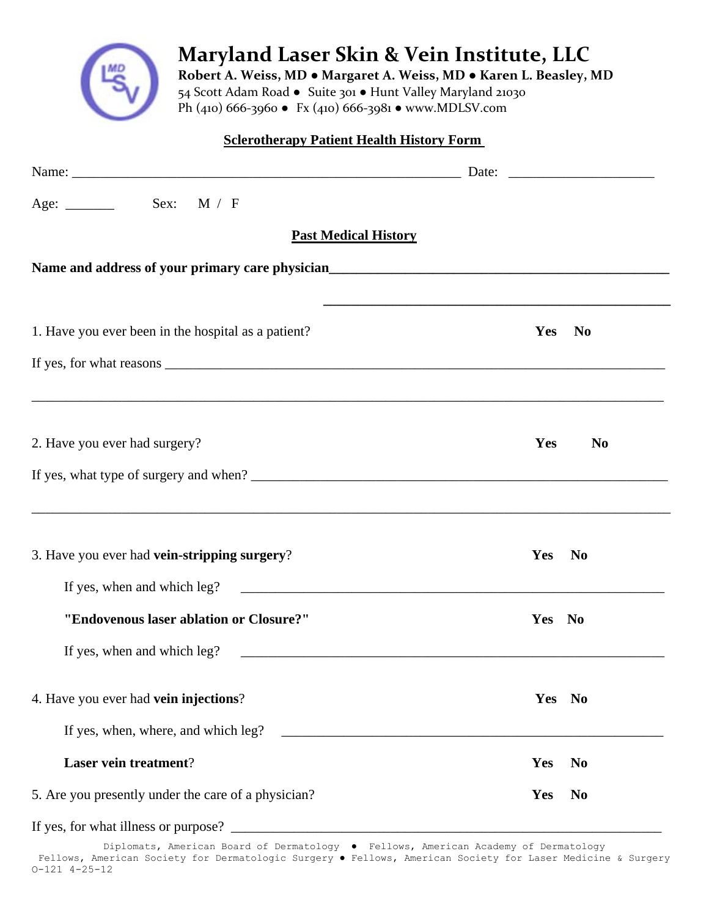# Maryland Laser Skin & Vein Institute, LLC

**Robert A. Weiss, MD • Margaret A. Weiss, MD • Karen L. Beasley, MD**

54 Scott Adam Road • Suite 301 • Hunt Valley Maryland 21030

Ph (410) 666-3960 • Fx (410) 666-3981 • www.MDLSV.com

## Sclerotherapy Patient Health History Form

Name: ________________________________________________________ Date: ____________________

Age: _______ Sex: M / F

### Past Medical History

**Name and address of your primary care physician**_______________________________________________

_______________________________________________

1. Have you ever been in the hospital as a patient? **Yes No**

If yes, for what reasons ________________________________________________________________________

________________________________________________________________________________________

2. Have you ever had surgery? **Yes No**

If yes, what type of surgery and when? _________________________________________________________

________________________________________________________________________________________

3. Have you ever had **vein-stripping surgery**? **Yes No**

If yes, when and which leg? _______________________________________________________________

**"Endovenous laser ablation or Closure?"** **Yes No**

If yes, when and which leg? _______________________________________________________________

4. Have you ever had **vein injections**? **Yes No**

If yes, when, where, and which leg? _________________________________________________________

**Laser vein treatment**? **Yes No**

5. Are you presently under the care of a physician? **Yes No**

If yes, for what illness or purpose? ___________________________________________________________

Diplomats, American Board of Dermatology • Fellows, American Academy of Dermatology
Fellows, American Society for Dermatologic Surgery • Fellows, American Society for Laser Medicine & Surgery
O-121 4-25-12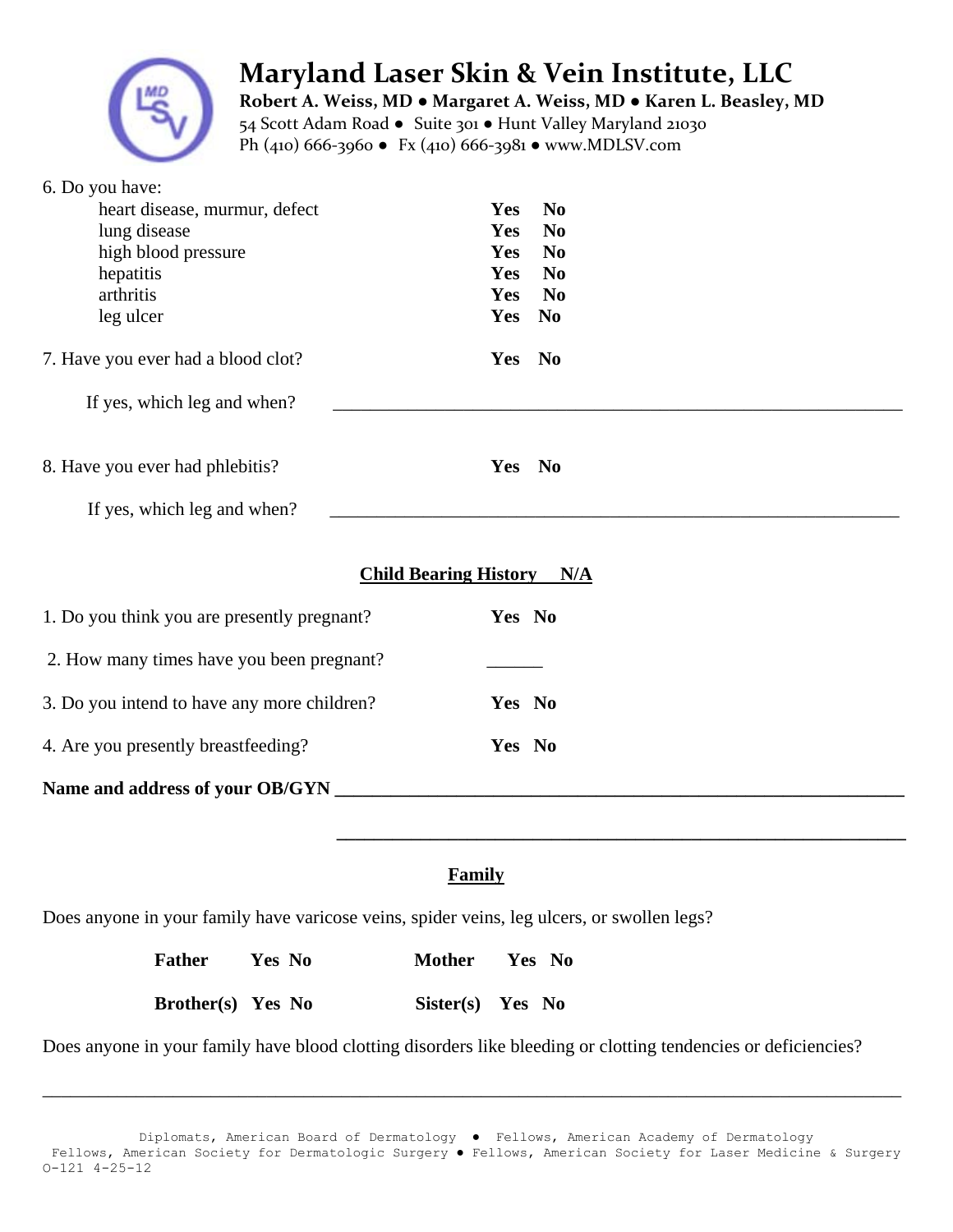# Maryland Laser Skin & Vein Institute, LLC

**Robert A. Weiss, MD • Margaret A. Weiss, MD • Karen L. Beasley, MD**

54 Scott Adam Road • Suite 301 • Hunt Valley Maryland 21030

Ph (410) 666-3960 • Fx (410) 666-3981 • www.MDLSV.com

6. Do you have:

| | |
|---|---|
| heart disease, murmur, defect | **Yes No** |
| lung disease | **Yes No** |
| high blood pressure | **Yes No** |
| hepatitis | **Yes No** |
| arthritis | **Yes No** |
| leg ulcer | **Yes No** |

7. Have you ever had a blood clot? **Yes No**

If yes, which leg and when? ______________________________________________

8. Have you ever had phlebitis? **Yes No**

If yes, which leg and when? ______________________________________________

## Child Bearing History N/A

1. Do you think you are presently pregnant? **Yes No**

2. How many times have you been pregnant? ______

3. Do you intend to have any more children? **Yes No**

4. Are you presently breastfeeding? **Yes No**

**Name and address of your OB/GYN** ______________________________________________

______________________________________________

## Family

Does anyone in your family have varicose veins, spider veins, leg ulcers, or swollen legs?

**Father Yes No** **Mother Yes No**

**Brother(s) Yes No** **Sister(s) Yes No**

Does anyone in your family have blood clotting disorders like bleeding or clotting tendencies or deficiencies?

______________________________________________

Diplomats, American Board of Dermatology • Fellows, American Academy of Dermatology
Fellows, American Society for Dermatologic Surgery • Fellows, American Society for Laser Medicine & Surgery
O-121 4-25-12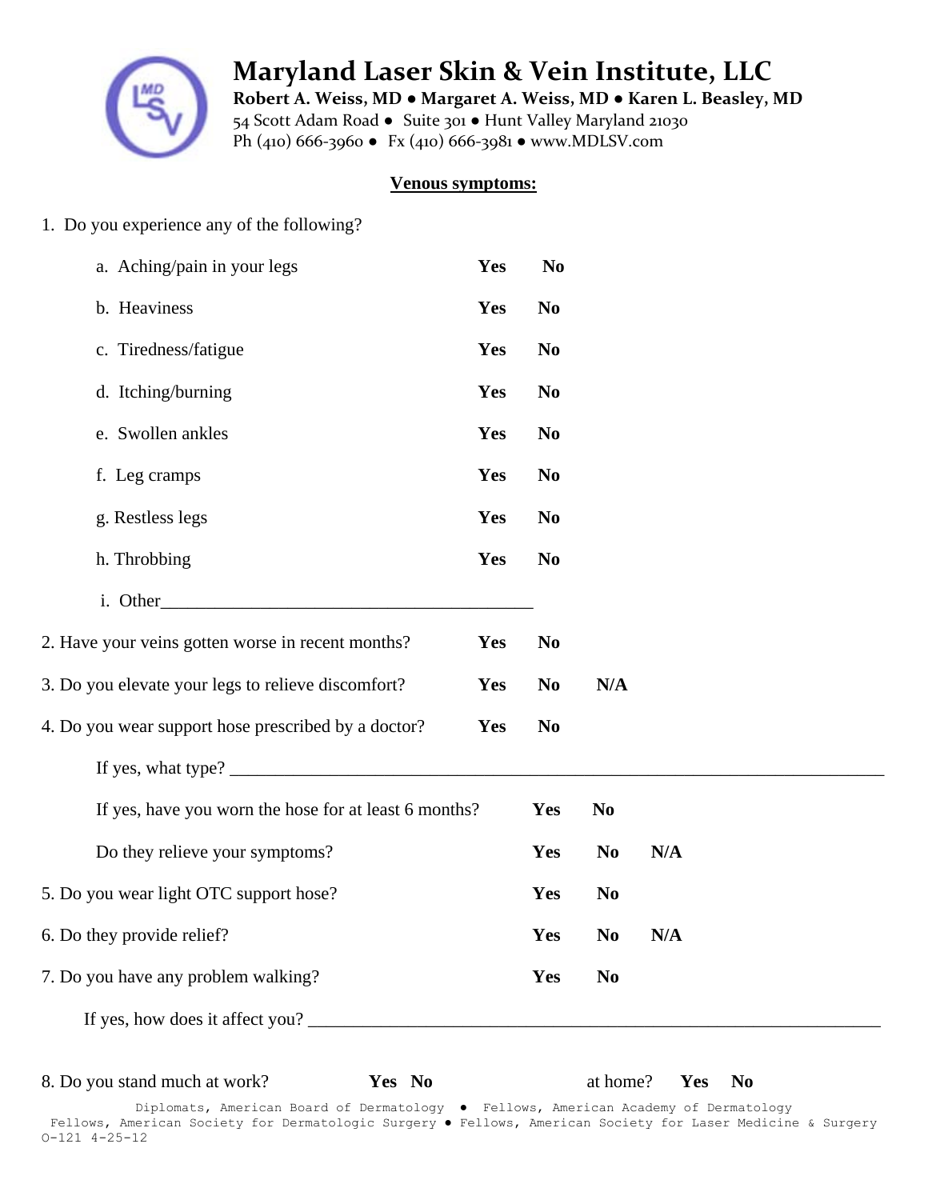# Maryland Laser Skin & Vein Institute, LLC

**Robert A. Weiss, MD ● Margaret A. Weiss, MD ● Karen L. Beasley, MD**
54 Scott Adam Road ● Suite 301 ● Hunt Valley Maryland 21030
Ph (410) 666-3960 ● Fx (410) 666-3981 ● www.MDLSV.com

## Venous symptoms:

1. Do you experience any of the following?

   a. Aching/pain in your legs **Yes** **No**

   b. Heaviness **Yes** **No**

   c. Tiredness/fatigue **Yes** **No**

   d. Itching/burning **Yes** **No**

   e. Swollen ankles **Yes** **No**

   f. Leg cramps **Yes** **No**

   g. Restless legs **Yes** **No**

   h. Throbbing **Yes** **No**

   i. Other___________________________________________

2. Have your veins gotten worse in recent months? **Yes** **No**

3. Do you elevate your legs to relieve discomfort? **Yes** **No** **N/A**

4. Do you wear support hose prescribed by a doctor? **Yes** **No**

   If yes, what type? ___________________________________________________________________________

   If yes, have you worn the hose for at least 6 months? **Yes** **No**

   Do they relieve your symptoms? **Yes** **No** **N/A**

5. Do you wear light OTC support hose? **Yes** **No**

6. Do they provide relief? **Yes** **No** **N/A**

7. Do you have any problem walking? **Yes** **No**

   If yes, how does it affect you? ________________________________________________________________

8. Do you stand much at work? **Yes** **No** at home? **Yes** **No**

Diplomats, American Board of Dermatology ● Fellows, American Academy of Dermatology
Fellows, American Society for Dermatologic Surgery ● Fellows, American Society for Laser Medicine & Surgery
O-121 4-25-12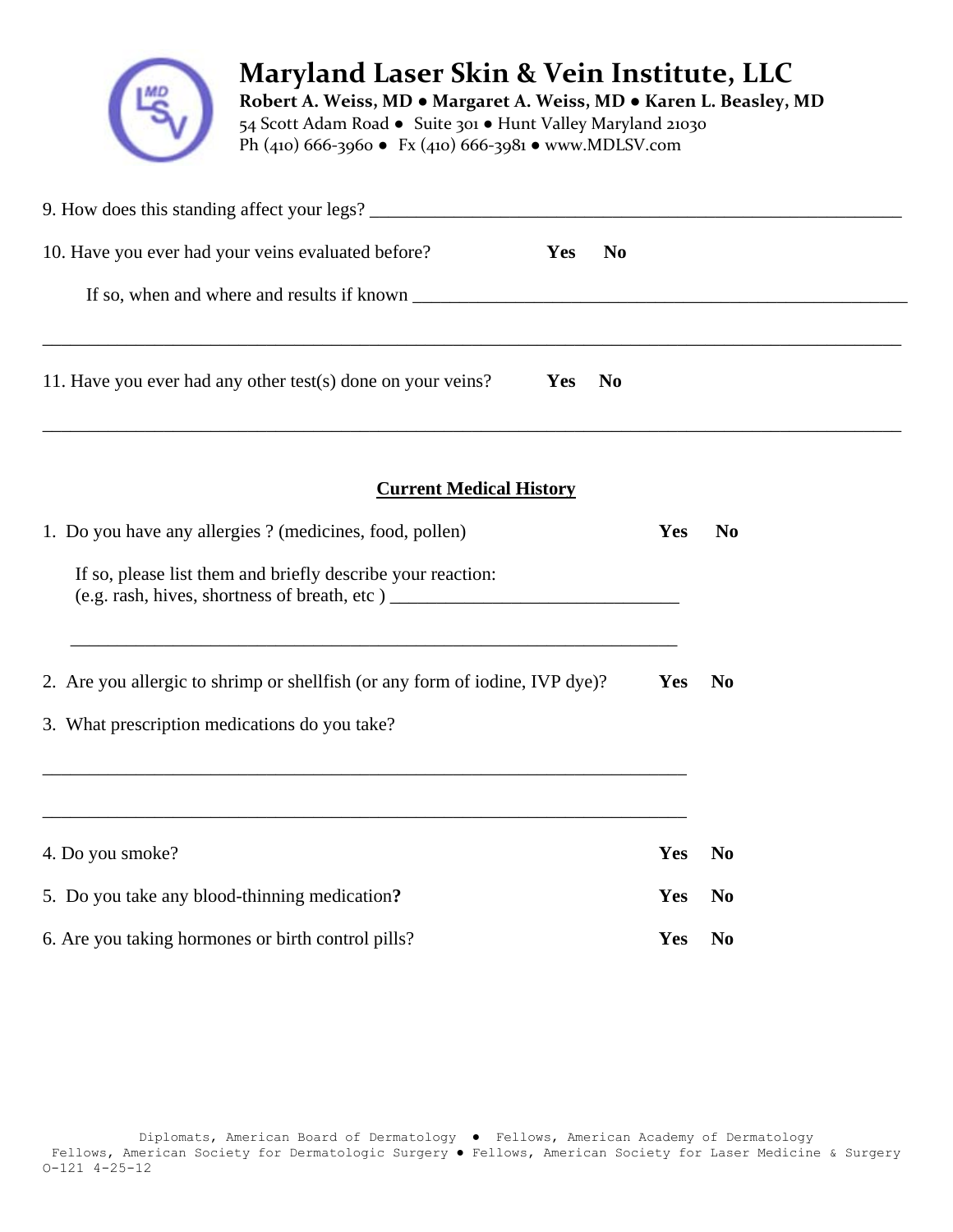# Maryland Laser Skin & Vein Institute, LLC

**Robert A. Weiss, MD ● Margaret A. Weiss, MD ● Karen L. Beasley, MD**

54 Scott Adam Road ● Suite 301 ● Hunt Valley Maryland 21030

Ph (410) 666-3960 ● Fx (410) 666-3981 ● www.MDLSV.com

9. How does this standing affect your legs? ________________________________________________________

10. Have you ever had your veins evaluated before? **Yes** **No**

If so, when and where and results if known ________________________________________________________

________________________________________________________________________________________

11. Have you ever had any other test(s) done on your veins? **Yes** **No**

________________________________________________________________________________________

## Current Medical History

1. Do you have any allergies ? (medicines, food, pollen) **Yes** **No**

   If so, please list them and briefly describe your reaction:
   (e.g. rash, hives, shortness of breath, etc ) _______________________________

   ________________________________________________________________

2. Are you allergic to shrimp or shellfish (or any form of iodine, IVP dye)? **Yes** **No**

3. What prescription medications do you take?

________________________________________________________________________

________________________________________________________________________

4. Do you smoke? **Yes** **No**

5. Do you take any blood-thinning medication**?** **Yes** **No**

6. Are you taking hormones or birth control pills? **Yes** **No**

Diplomats, American Board of Dermatology ● Fellows, American Academy of Dermatology
Fellows, American Society for Dermatologic Surgery ● Fellows, American Society for Laser Medicine & Surgery
O-121 4-25-12